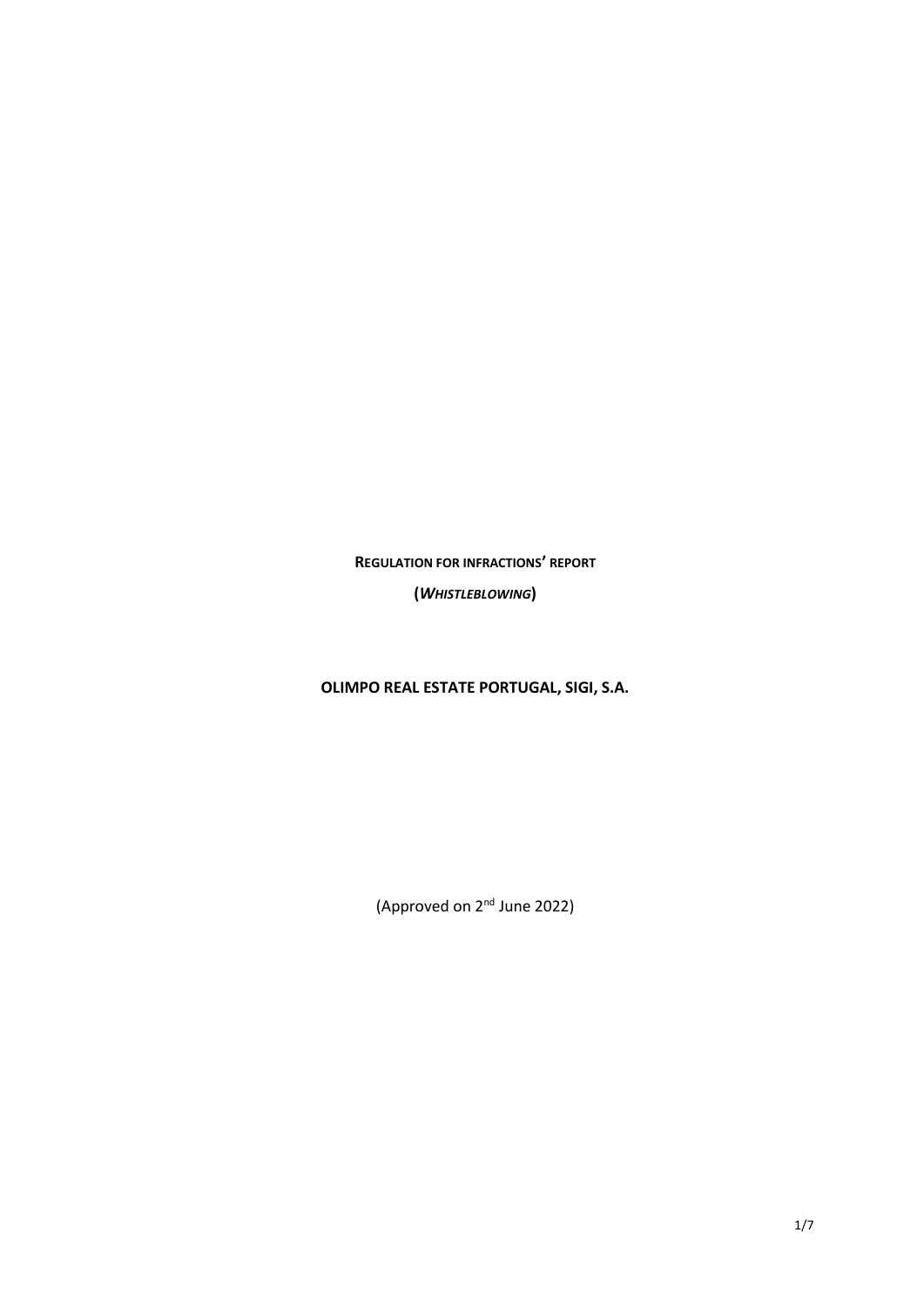**REGULATION FOR INFRACTIONS' REPORT**

**(*WHISTLEBLOWING*)**

**OLIMPO REAL ESTATE PORTUGAL, SIGI, S.A.**

(Approved on 2nd June 2022)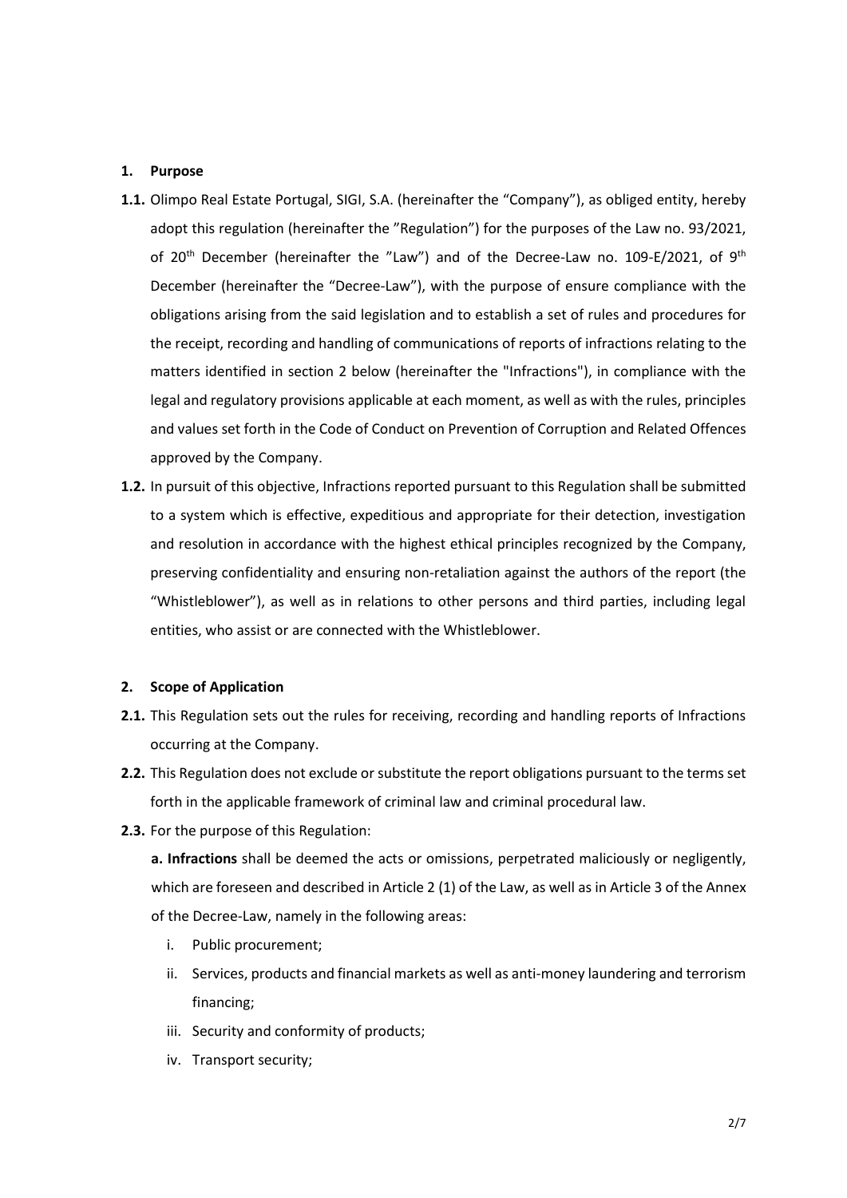## 1. Purpose

**1.1.** Olimpo Real Estate Portugal, SIGI, S.A. (hereinafter the "Company"), as obliged entity, hereby adopt this regulation (hereinafter the "Regulation") for the purposes of the Law no. 93/2021, of 20th December (hereinafter the "Law") and of the Decree-Law no. 109-E/2021, of 9th December (hereinafter the "Decree-Law"), with the purpose of ensure compliance with the obligations arising from the said legislation and to establish a set of rules and procedures for the receipt, recording and handling of communications of reports of infractions relating to the matters identified in section 2 below (hereinafter the "Infractions"), in compliance with the legal and regulatory provisions applicable at each moment, as well as with the rules, principles and values set forth in the Code of Conduct on Prevention of Corruption and Related Offences approved by the Company.

**1.2.** In pursuit of this objective, Infractions reported pursuant to this Regulation shall be submitted to a system which is effective, expeditious and appropriate for their detection, investigation and resolution in accordance with the highest ethical principles recognized by the Company, preserving confidentiality and ensuring non-retaliation against the authors of the report (the "Whistleblower"), as well as in relations to other persons and third parties, including legal entities, who assist or are connected with the Whistleblower.

## 2. Scope of Application

**2.1.** This Regulation sets out the rules for receiving, recording and handling reports of Infractions occurring at the Company.

**2.2.** This Regulation does not exclude or substitute the report obligations pursuant to the terms set forth in the applicable framework of criminal law and criminal procedural law.

**2.3.** For the purpose of this Regulation:

**a. Infractions** shall be deemed the acts or omissions, perpetrated maliciously or negligently, which are foreseen and described in Article 2 (1) of the Law, as well as in Article 3 of the Annex of the Decree-Law, namely in the following areas:

i. Public procurement;

ii. Services, products and financial markets as well as anti-money laundering and terrorism financing;

iii. Security and conformity of products;

iv. Transport security;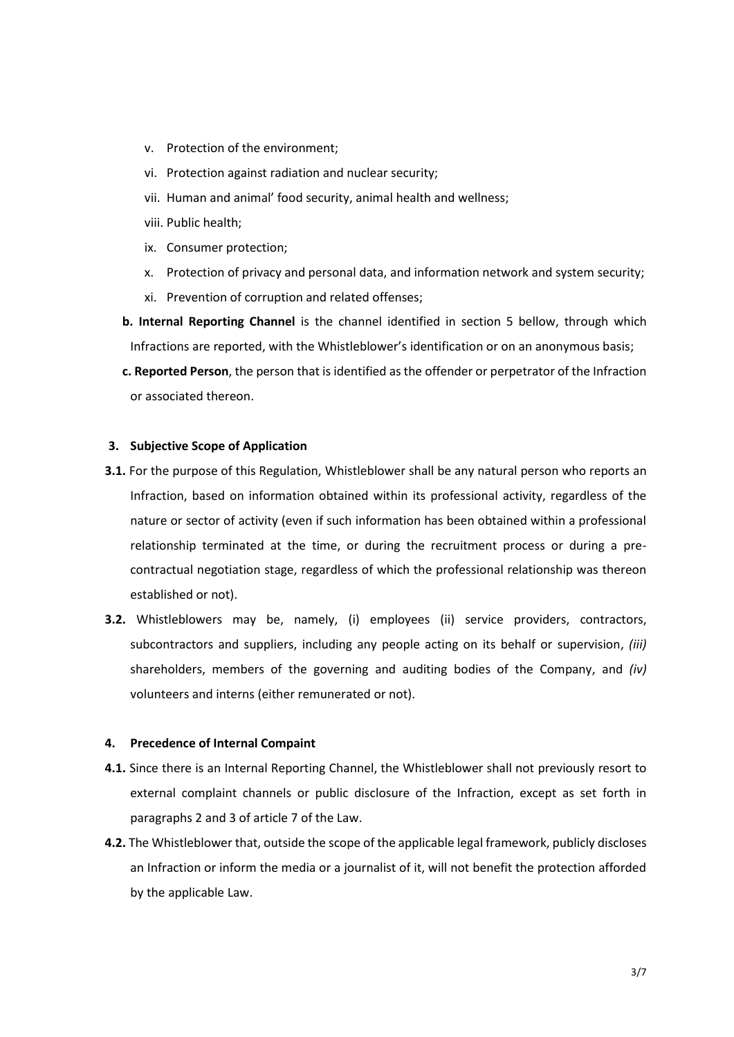v. Protection of the environment;

vi. Protection against radiation and nuclear security;

vii. Human and animal' food security, animal health and wellness;

viii. Public health;

ix. Consumer protection;

x. Protection of privacy and personal data, and information network and system security;

xi. Prevention of corruption and related offenses;

**b. Internal Reporting Channel** is the channel identified in section 5 bellow, through which Infractions are reported, with the Whistleblower's identification or on an anonymous basis;

**c. Reported Person**, the person that is identified as the offender or perpetrator of the Infraction or associated thereon.

## 3. Subjective Scope of Application

**3.1.** For the purpose of this Regulation, Whistleblower shall be any natural person who reports an Infraction, based on information obtained within its professional activity, regardless of the nature or sector of activity (even if such information has been obtained within a professional relationship terminated at the time, or during the recruitment process or during a pre-contractual negotiation stage, regardless of which the professional relationship was thereon established or not).

**3.2.** Whistleblowers may be, namely, (i) employees (ii) service providers, contractors, subcontractors and suppliers, including any people acting on its behalf or supervision, *(iii)* shareholders, members of the governing and auditing bodies of the Company, and *(iv)* volunteers and interns (either remunerated or not).

## 4. Precedence of Internal Compaint

**4.1.** Since there is an Internal Reporting Channel, the Whistleblower shall not previously resort to external complaint channels or public disclosure of the Infraction, except as set forth in paragraphs 2 and 3 of article 7 of the Law.

**4.2.** The Whistleblower that, outside the scope of the applicable legal framework, publicly discloses an Infraction or inform the media or a journalist of it, will not benefit the protection afforded by the applicable Law.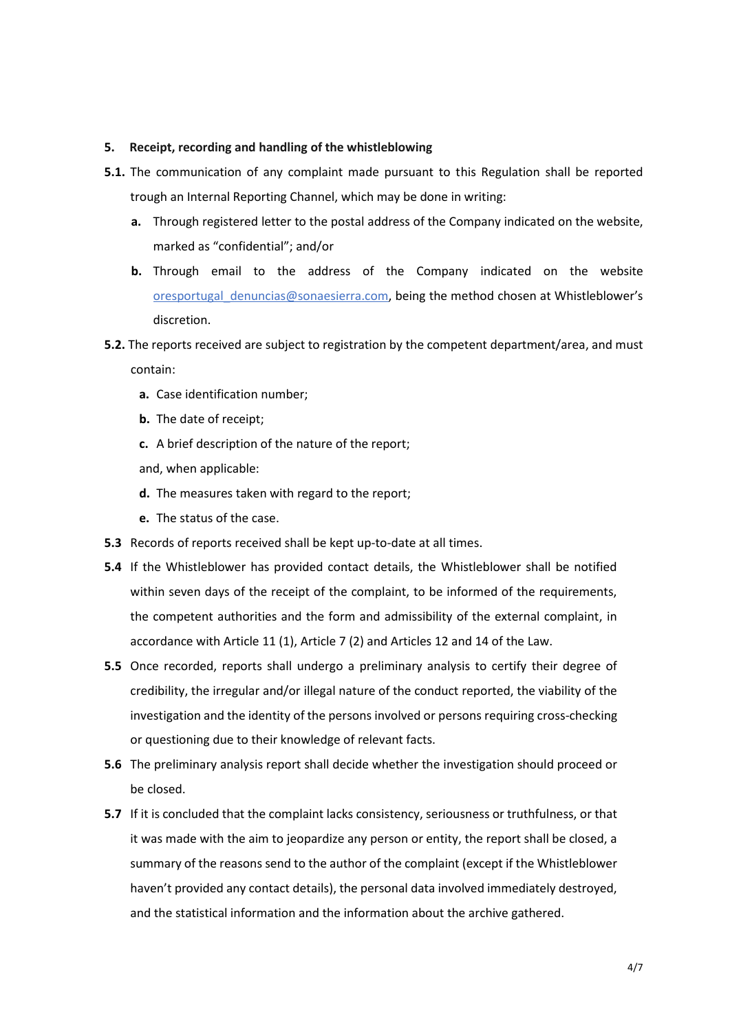## 5. Receipt, recording and handling of the whistleblowing

**5.1.** The communication of any complaint made pursuant to this Regulation shall be reported trough an Internal Reporting Channel, which may be done in writing:

- **a.** Through registered letter to the postal address of the Company indicated on the website, marked as "confidential"; and/or
- **b.** Through email to the address of the Company indicated on the website oresportugal_denuncias@sonaesierra.com, being the method chosen at Whistleblower's discretion.

**5.2.** The reports received are subject to registration by the competent department/area, and must contain:

- **a.** Case identification number;
- **b.** The date of receipt;
- **c.** A brief description of the nature of the report;

and, when applicable:

- **d.** The measures taken with regard to the report;
- **e.** The status of the case.

**5.3** Records of reports received shall be kept up-to-date at all times.

**5.4** If the Whistleblower has provided contact details, the Whistleblower shall be notified within seven days of the receipt of the complaint, to be informed of the requirements, the competent authorities and the form and admissibility of the external complaint, in accordance with Article 11 (1), Article 7 (2) and Articles 12 and 14 of the Law.

**5.5** Once recorded, reports shall undergo a preliminary analysis to certify their degree of credibility, the irregular and/or illegal nature of the conduct reported, the viability of the investigation and the identity of the persons involved or persons requiring cross-checking or questioning due to their knowledge of relevant facts.

**5.6** The preliminary analysis report shall decide whether the investigation should proceed or be closed.

**5.7** If it is concluded that the complaint lacks consistency, seriousness or truthfulness, or that it was made with the aim to jeopardize any person or entity, the report shall be closed, a summary of the reasons send to the author of the complaint (except if the Whistleblower haven't provided any contact details), the personal data involved immediately destroyed, and the statistical information and the information about the archive gathered.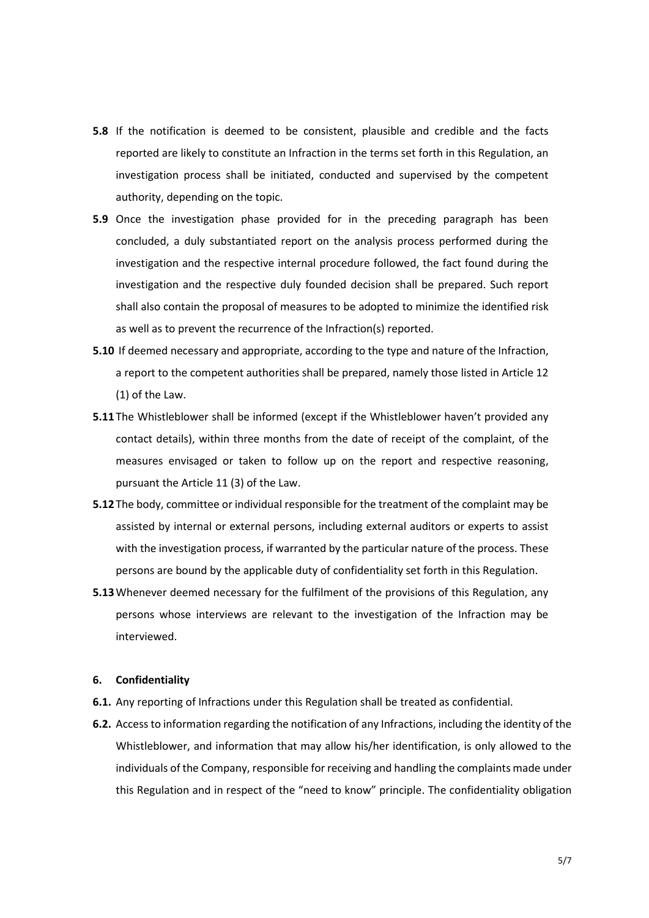**5.8** If the notification is deemed to be consistent, plausible and credible and the facts reported are likely to constitute an Infraction in the terms set forth in this Regulation, an investigation process shall be initiated, conducted and supervised by the competent authority, depending on the topic.

**5.9** Once the investigation phase provided for in the preceding paragraph has been concluded, a duly substantiated report on the analysis process performed during the investigation and the respective internal procedure followed, the fact found during the investigation and the respective duly founded decision shall be prepared. Such report shall also contain the proposal of measures to be adopted to minimize the identified risk as well as to prevent the recurrence of the Infraction(s) reported.

**5.10** If deemed necessary and appropriate, according to the type and nature of the Infraction, a report to the competent authorities shall be prepared, namely those listed in Article 12 (1) of the Law.

**5.11** The Whistleblower shall be informed (except if the Whistleblower haven't provided any contact details), within three months from the date of receipt of the complaint, of the measures envisaged or taken to follow up on the report and respective reasoning, pursuant the Article 11 (3) of the Law.

**5.12** The body, committee or individual responsible for the treatment of the complaint may be assisted by internal or external persons, including external auditors or experts to assist with the investigation process, if warranted by the particular nature of the process. These persons are bound by the applicable duty of confidentiality set forth in this Regulation.

**5.13** Whenever deemed necessary for the fulfilment of the provisions of this Regulation, any persons whose interviews are relevant to the investigation of the Infraction may be interviewed.

## 6. Confidentiality

**6.1.** Any reporting of Infractions under this Regulation shall be treated as confidential.

**6.2.** Access to information regarding the notification of any Infractions, including the identity of the Whistleblower, and information that may allow his/her identification, is only allowed to the individuals of the Company, responsible for receiving and handling the complaints made under this Regulation and in respect of the "need to know" principle. The confidentiality obligation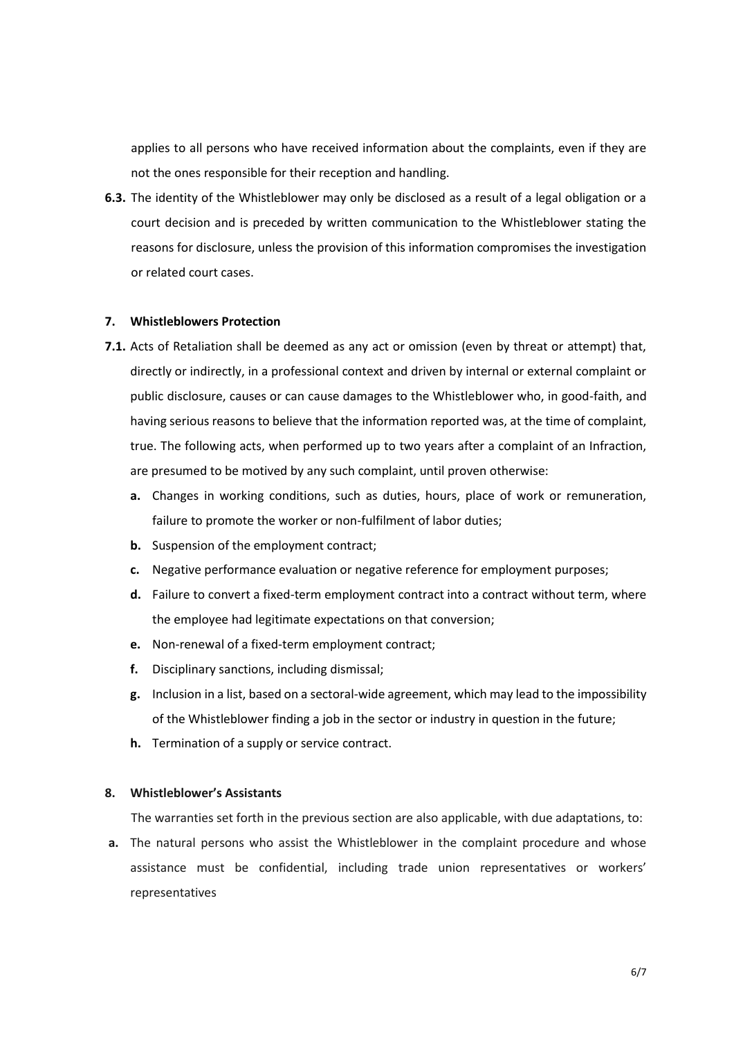applies to all persons who have received information about the complaints, even if they are not the ones responsible for their reception and handling.

**6.3.** The identity of the Whistleblower may only be disclosed as a result of a legal obligation or a court decision and is preceded by written communication to the Whistleblower stating the reasons for disclosure, unless the provision of this information compromises the investigation or related court cases.

## 7. Whistleblowers Protection

**7.1.** Acts of Retaliation shall be deemed as any act or omission (even by threat or attempt) that, directly or indirectly, in a professional context and driven by internal or external complaint or public disclosure, causes or can cause damages to the Whistleblower who, in good-faith, and having serious reasons to believe that the information reported was, at the time of complaint, true. The following acts, when performed up to two years after a complaint of an Infraction, are presumed to be motived by any such complaint, until proven otherwise:

- **a.** Changes in working conditions, such as duties, hours, place of work or remuneration, failure to promote the worker or non-fulfilment of labor duties;
- **b.** Suspension of the employment contract;
- **c.** Negative performance evaluation or negative reference for employment purposes;
- **d.** Failure to convert a fixed-term employment contract into a contract without term, where the employee had legitimate expectations on that conversion;
- **e.** Non-renewal of a fixed-term employment contract;
- **f.** Disciplinary sanctions, including dismissal;
- **g.** Inclusion in a list, based on a sectoral-wide agreement, which may lead to the impossibility of the Whistleblower finding a job in the sector or industry in question in the future;
- **h.** Termination of a supply or service contract.

## 8. Whistleblower's Assistants

The warranties set forth in the previous section are also applicable, with due adaptations, to:

- **a.** The natural persons who assist the Whistleblower in the complaint procedure and whose assistance must be confidential, including trade union representatives or workers' representatives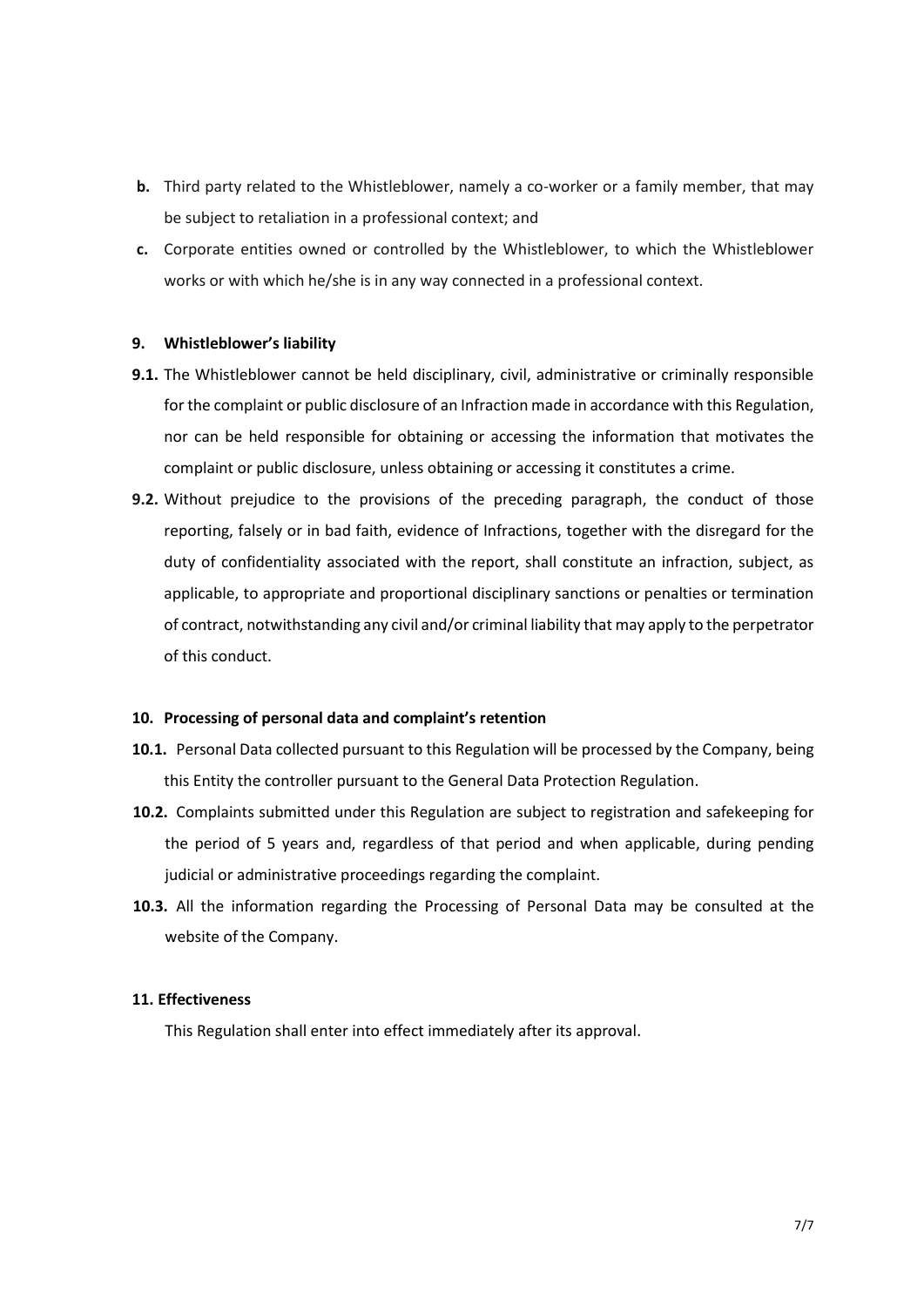**b.** Third party related to the Whistleblower, namely a co-worker or a family member, that may be subject to retaliation in a professional context; and

**c.** Corporate entities owned or controlled by the Whistleblower, to which the Whistleblower works or with which he/she is in any way connected in a professional context.

## 9. Whistleblower's liability

**9.1.** The Whistleblower cannot be held disciplinary, civil, administrative or criminally responsible for the complaint or public disclosure of an Infraction made in accordance with this Regulation, nor can be held responsible for obtaining or accessing the information that motivates the complaint or public disclosure, unless obtaining or accessing it constitutes a crime.

**9.2.** Without prejudice to the provisions of the preceding paragraph, the conduct of those reporting, falsely or in bad faith, evidence of Infractions, together with the disregard for the duty of confidentiality associated with the report, shall constitute an infraction, subject, as applicable, to appropriate and proportional disciplinary sanctions or penalties or termination of contract, notwithstanding any civil and/or criminal liability that may apply to the perpetrator of this conduct.

## 10. Processing of personal data and complaint's retention

**10.1.** Personal Data collected pursuant to this Regulation will be processed by the Company, being this Entity the controller pursuant to the General Data Protection Regulation.

**10.2.** Complaints submitted under this Regulation are subject to registration and safekeeping for the period of 5 years and, regardless of that period and when applicable, during pending judicial or administrative proceedings regarding the complaint.

**10.3.** All the information regarding the Processing of Personal Data may be consulted at the website of the Company.

## 11. Effectiveness

This Regulation shall enter into effect immediately after its approval.